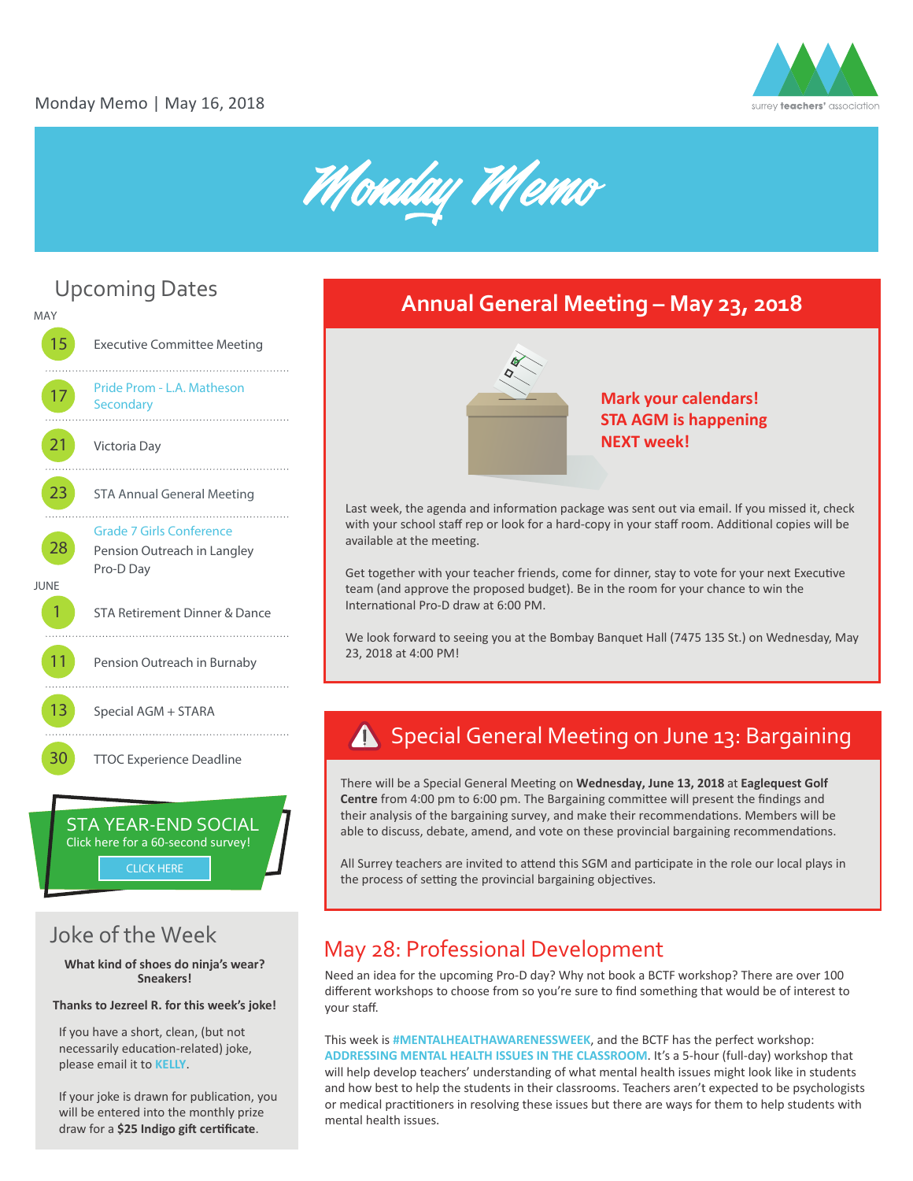Monday Memo | May 16, 2018

surrey teachers' association

# Monday Memo

## Upcoming Dates

MAY

- **15** Executive Committee Meeting
- **17** Pride Prom - L.A. Matheson Secondary
- **21** Victoria Day
- **23** STA Annual General Meeting
- **28** Grade 7 Girls Conference
  Pension Outreach in Langley
  Pro-D Day

JUNE

- **1** STA Retirement Dinner & Dance
- **11** Pension Outreach in Burnaby
- **13** Special AGM + STARA
- **30** TTOC Experience Deadline

**STA YEAR-END SOCIAL**
Click here for a 60-second survey!
CLICK HERE

## Joke of the Week

**What kind of shoes do ninja's wear?**
**Sneakers!**

**Thanks to Jezreel R. for this week's joke!**

If you have a short, clean, (but not necessarily education-related) joke, please email it to KELLY.

If your joke is drawn for publication, you will be entered into the monthly prize draw for a **$25 Indigo gift certificate**.

## Annual General Meeting – May 23, 2018

**Mark your calendars!**
**STA AGM is happening NEXT week!**

Last week, the agenda and information package was sent out via email. If you missed it, check with your school staff rep or look for a hard-copy in your staff room. Additional copies will be available at the meeting.

Get together with your teacher friends, come for dinner, stay to vote for your next Executive team (and approve the proposed budget). Be in the room for your chance to win the International Pro-D draw at 6:00 PM.

We look forward to seeing you at the Bombay Banquet Hall (7475 135 St.) on Wednesday, May 23, 2018 at 4:00 PM!

## Special General Meeting on June 13: Bargaining

There will be a Special General Meeting on **Wednesday, June 13, 2018** at **Eaglequest Golf Centre** from 4:00 pm to 6:00 pm. The Bargaining committee will present the findings and their analysis of the bargaining survey, and make their recommendations. Members will be able to discuss, debate, amend, and vote on these provincial bargaining recommendations.

All Surrey teachers are invited to attend this SGM and participate in the role our local plays in the process of setting the provincial bargaining objectives.

## May 28: Professional Development

Need an idea for the upcoming Pro-D day? Why not book a BCTF workshop? There are over 100 different workshops to choose from so you're sure to find something that would be of interest to your staff.

This week is #MENTALHEALTHAWARENESSWEEK, and the BCTF has the perfect workshop: ADDRESSING MENTAL HEALTH ISSUES IN THE CLASSROOM. It's a 5-hour (full-day) workshop that will help develop teachers' understanding of what mental health issues might look like in students and how best to help the students in their classrooms. Teachers aren't expected to be psychologists or medical practitioners in resolving these issues but there are ways for them to help students with mental health issues.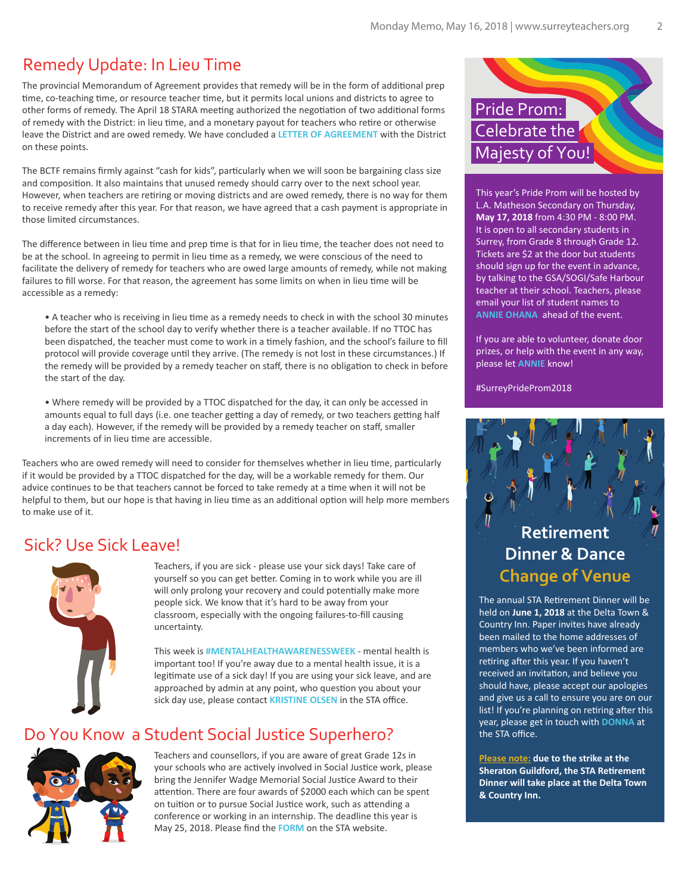## Remedy Update: In Lieu Time

The provincial Memorandum of Agreement provides that remedy will be in the form of additional prep time, co-teaching time, or resource teacher time, but it permits local unions and districts to agree to other forms of remedy. The April 18 STARA meeting authorized the negotiation of two additional forms of remedy with the District: in lieu time, and a monetary payout for teachers who retire or otherwise leave the District and are owed remedy. We have concluded a LETTER OF AGREEMENT with the District on these points.

The BCTF remains firmly against "cash for kids", particularly when we will soon be bargaining class size and composition. It also maintains that unused remedy should carry over to the next school year. However, when teachers are retiring or moving districts and are owed remedy, there is no way for them to receive remedy after this year. For that reason, we have agreed that a cash payment is appropriate in those limited circumstances.

The difference between in lieu time and prep time is that for in lieu time, the teacher does not need to be at the school. In agreeing to permit in lieu time as a remedy, we were conscious of the need to facilitate the delivery of remedy for teachers who are owed large amounts of remedy, while not making failures to fill worse. For that reason, the agreement has some limits on when in lieu time will be accessible as a remedy:

- A teacher who is receiving in lieu time as a remedy needs to check in with the school 30 minutes before the start of the school day to verify whether there is a teacher available. If no TTOC has been dispatched, the teacher must come to work in a timely fashion, and the school's failure to fill protocol will provide coverage until they arrive. (The remedy is not lost in these circumstances.) If the remedy will be provided by a remedy teacher on staff, there is no obligation to check in before the start of the day.

- Where remedy will be provided by a TTOC dispatched for the day, it can only be accessed in amounts equal to full days (i.e. one teacher getting a day of remedy, or two teachers getting half a day each). However, if the remedy will be provided by a remedy teacher on staff, smaller increments of in lieu time are accessible.

Teachers who are owed remedy will need to consider for themselves whether in lieu time, particularly if it would be provided by a TTOC dispatched for the day, will be a workable remedy for them. Our advice continues to be that teachers cannot be forced to take remedy at a time when it will not be helpful to them, but our hope is that having in lieu time as an additional option will help more members to make use of it.

## Sick? Use Sick Leave!

Teachers, if you are sick - please use your sick days! Take care of yourself so you can get better. Coming in to work while you are ill will only prolong your recovery and could potentially make more people sick. We know that it's hard to be away from your classroom, especially with the ongoing failures-to-fill causing uncertainty.

This week is #MENTALHEALTHAWARENESSWEEK - mental health is important too! If you're away due to a mental health issue, it is a legitimate use of a sick day! If you are using your sick leave, and are approached by admin at any point, who question you about your sick day use, please contact KRISTINE OLSEN in the STA office.

## Do You Know a Student Social Justice Superhero?

Teachers and counsellors, if you are aware of great Grade 12s in your schools who are actively involved in Social Justice work, please bring the Jennifer Wadge Memorial Social Justice Award to their attention. There are four awards of $2000 each which can be spent on tuition or to pursue Social Justice work, such as attending a conference or working in an internship. The deadline this year is May 25, 2018. Please find the FORM on the STA website.

## Pride Prom: Celebrate the Majesty of You!

This year's Pride Prom will be hosted by L.A. Matheson Secondary on Thursday, **May 17, 2018** from 4:30 PM - 8:00 PM. It is open to all secondary students in Surrey, from Grade 8 through Grade 12. Tickets are $2 at the door but students should sign up for the event in advance, by talking to the GSA/SOGI/Safe Harbour teacher at their school. Teachers, please email your list of student names to ANNIE OHANA ahead of the event.

If you are able to volunteer, donate door prizes, or help with the event in any way, please let ANNIE know!

#SurreyPrideProm2018

## Retirement Dinner & Dance

### Change of Venue

The annual STA Retirement Dinner will be held on **June 1, 2018** at the Delta Town & Country Inn. Paper invites have already been mailed to the home addresses of members who we've been informed are retiring after this year. If you haven't received an invitation, and believe you should have, please accept our apologies and give us a call to ensure you are on our list! If you're planning on retiring after this year, please get in touch with DONNA at the STA office.

Please note: **due to the strike at the Sheraton Guildford, the STA Retirement Dinner will take place at the Delta Town & Country Inn.**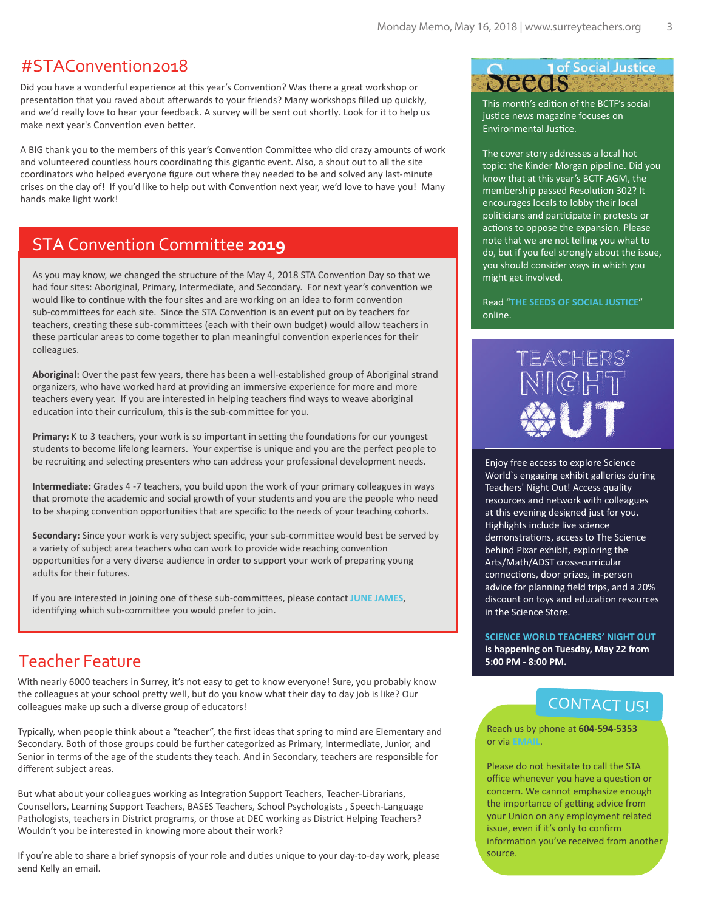# #STAConvention2018

Did you have a wonderful experience at this year's Convention? Was there a great workshop or presentation that you raved about afterwards to your friends? Many workshops filled up quickly, and we'd really love to hear your feedback. A survey will be sent out shortly. Look for it to help us make next year's Convention even better.

A BIG thank you to the members of this year's Convention Committee who did crazy amounts of work and volunteered countless hours coordinating this gigantic event. Also, a shout out to all the site coordinators who helped everyone figure out where they needed to be and solved any last-minute crises on the day of! If you'd like to help out with Convention next year, we'd love to have you! Many hands make light work!

## STA Convention Committee **2019**

As you may know, we changed the structure of the May 4, 2018 STA Convention Day so that we had four sites: Aboriginal, Primary, Intermediate, and Secondary. For next year's convention we would like to continue with the four sites and are working on an idea to form convention sub-committees for each site. Since the STA Convention is an event put on by teachers for teachers, creating these sub-committees (each with their own budget) would allow teachers in these particular areas to come together to plan meaningful convention experiences for their colleagues.

**Aboriginal:** Over the past few years, there has been a well-established group of Aboriginal strand organizers, who have worked hard at providing an immersive experience for more and more teachers every year. If you are interested in helping teachers find ways to weave aboriginal education into their curriculum, this is the sub-committee for you.

**Primary:** K to 3 teachers, your work is so important in setting the foundations for our youngest students to become lifelong learners. Your expertise is unique and you are the perfect people to be recruiting and selecting presenters who can address your professional development needs.

**Intermediate:** Grades 4 -7 teachers, you build upon the work of your primary colleagues in ways that promote the academic and social growth of your students and you are the people who need to be shaping convention opportunities that are specific to the needs of your teaching cohorts.

**Secondary:** Since your work is very subject specific, your sub-committee would best be served by a variety of subject area teachers who can work to provide wide reaching convention opportunities for a very diverse audience in order to support your work of preparing young adults for their futures.

If you are interested in joining one of these sub-committees, please contact **JUNE JAMES**, identifying which sub-committee you would prefer to join.

# Teacher Feature

With nearly 6000 teachers in Surrey, it's not easy to get to know everyone! Sure, you probably know the colleagues at your school pretty well, but do you know what their day to day job is like? Our colleagues make up such a diverse group of educators!

Typically, when people think about a "teacher", the first ideas that spring to mind are Elementary and Secondary. Both of those groups could be further categorized as Primary, Intermediate, Junior, and Senior in terms of the age of the students they teach. And in Secondary, teachers are responsible for different subject areas.

But what about your colleagues working as Integration Support Teachers, Teacher-Librarians, Counsellors, Learning Support Teachers, BASES Teachers, School Psychologists , Speech-Language Pathologists, teachers in District programs, or those at DEC working as District Helping Teachers? Wouldn't you be interested in knowing more about their work?

If you're able to share a brief synopsis of your role and duties unique to your day-to-day work, please send Kelly an email.

## Seeds of Social Justice

This month's edition of the BCTF's social justice news magazine focuses on Environmental Justice.

The cover story addresses a local hot topic: the Kinder Morgan pipeline. Did you know that at this year's BCTF AGM, the membership passed Resolution 302? It encourages locals to lobby their local politicians and participate in protests or actions to oppose the expansion. Please note that we are not telling you what to do, but if you feel strongly about the issue, you should consider ways in which you might get involved.

Read "**THE SEEDS OF SOCIAL JUSTICE**" online.

## TEACHERS' NIGHT OUT

Enjoy free access to explore Science World`s engaging exhibit galleries during Teachers' Night Out! Access quality resources and network with colleagues at this evening designed just for you. Highlights include live science demonstrations, access to The Science behind Pixar exhibit, exploring the Arts/Math/ADST cross-curricular connections, door prizes, in-person advice for planning field trips, and a 20% discount on toys and education resources in the Science Store.

**SCIENCE WORLD TEACHERS' NIGHT OUT is happening on Tuesday, May 22 from 5:00 PM - 8:00 PM.**

## CONTACT US!

Reach us by phone at **604-594-5353** or via **EMAIL**.

Please do not hesitate to call the STA office whenever you have a question or concern. We cannot emphasize enough the importance of getting advice from your Union on any employment related issue, even if it's only to confirm information you've received from another source.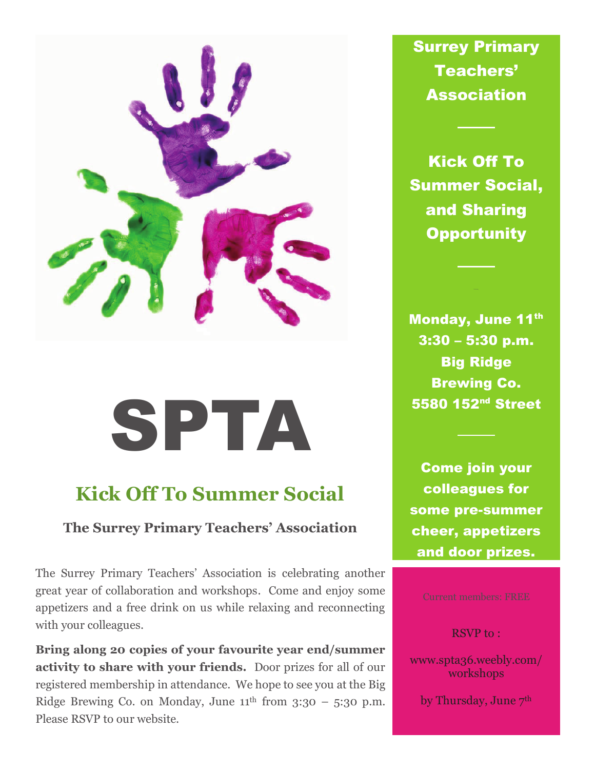# SPTA

## Kick Off To Summer Social

### The Surrey Primary Teachers' Association

The Surrey Primary Teachers' Association is celebrating another great year of collaboration and workshops. Come and enjoy some appetizers and a free drink on us while relaxing and reconnecting with your colleagues.

**Bring along 20 copies of your favourite year end/summer activity to share with your friends.** Door prizes for all of our registered membership in attendance. We hope to see you at the Big Ridge Brewing Co. on Monday, June 11th from 3:30 – 5:30 p.m. Please RSVP to our website.

**Surrey Primary Teachers' Association**

**Kick Off To Summer Social, and Sharing Opportunity**

**Monday, June 11th**
**3:30 – 5:30 p.m.**
**Big Ridge Brewing Co.**
**5580 152nd Street**

**Come join your colleagues for some pre-summer cheer, appetizers and door prizes.**

Current members: FREE

RSVP to :

www.spta36.weebly.com/workshops

by Thursday, June 7th